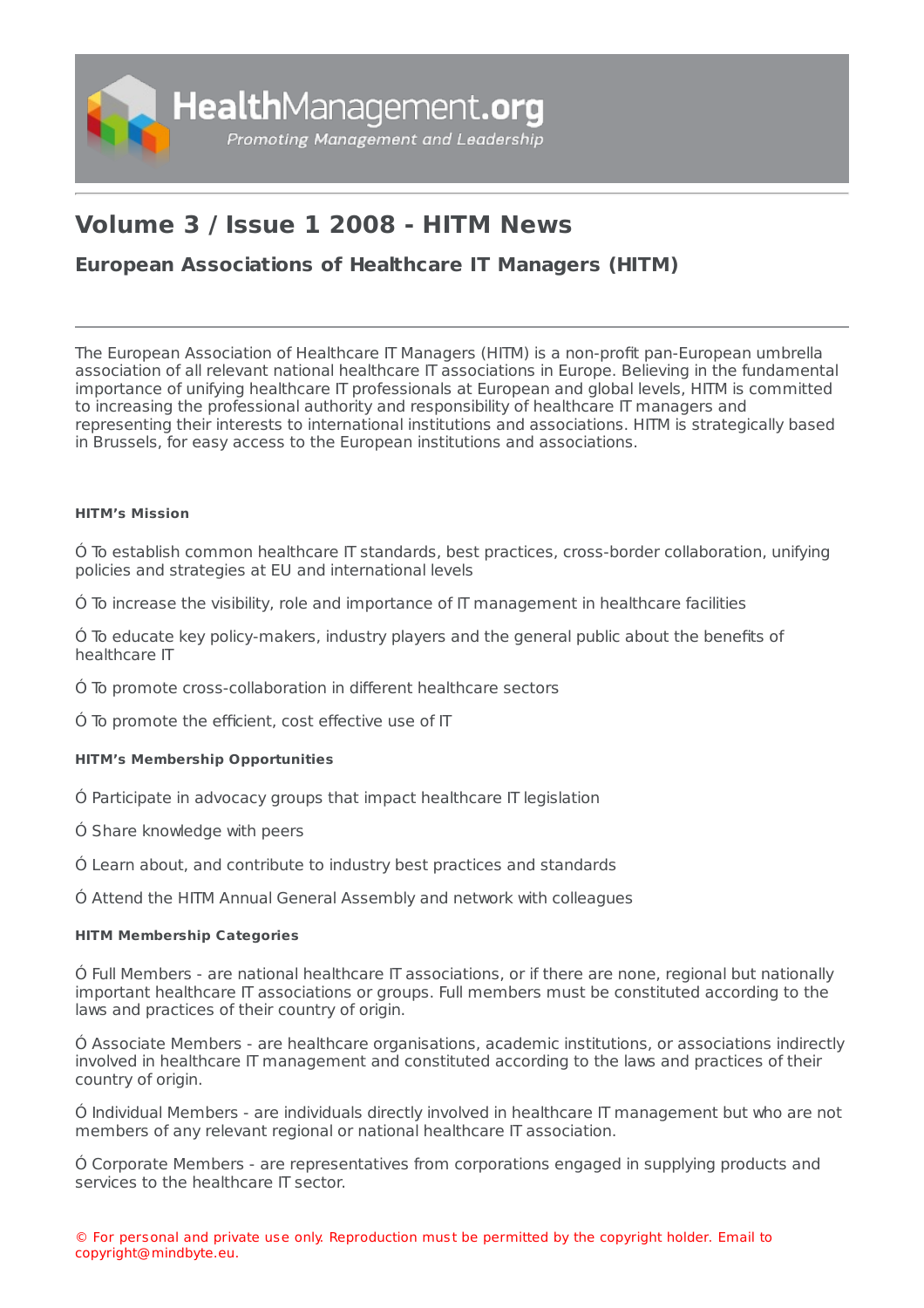# Volume 3 / Issue 1 2008 - HITM News

## European Associations of Healthcare IT Managers (HITM)

The European Association of Healthcare IT Managers (HITM) is a non-profit pan-European umbrella association of all relevant national healthcare IT associations in Europe. Believing in the fundamental importance of unifying healthcare IT professionals at European and global levels, HITM is committed to increasing the professional authority and responsibility of healthcare IT managers and representing their interests to international institutions and associations. HITM is strategically based in Brussels, for easy access to the European institutions and associations.

#### HITM's Mission

Ó To establish common healthcare IT standards, best practices, cross-border collaboration, unifying policies and strategies at EU and international levels

Ó To increase the visibility, role and importance of IT management in healthcare facilities

Ó To educate key policy-makers, industry players and the general public about the benefits of healthcare IT

Ó To promote cross-collaboration in different healthcare sectors

Ó To promote the efficient, cost effective use of IT

#### HITM's Membership Opportunities

Ó Participate in advocacy groups that impact healthcare IT legislation

Ó Share knowledge with peers

Ó Learn about, and contribute to industry best practices and standards

Ó Attend the HITM Annual General Assembly and network with colleagues

#### HITM Membership Categories

Ó Full Members - are national healthcare IT associations, or if there are none, regional but nationally important healthcare IT associations or groups. Full members must be constituted according to the laws and practices of their country of origin.

Ó Associate Members - are healthcare organisations, academic institutions, or associations indirectly involved in healthcare IT management and constituted according to the laws and practices of their country of origin.

Ó Individual Members - are individuals directly involved in healthcare IT management but who are not members of any relevant regional or national healthcare IT association.

Ó Corporate Members - are representatives from corporations engaged in supplying products and services to the healthcare IT sector.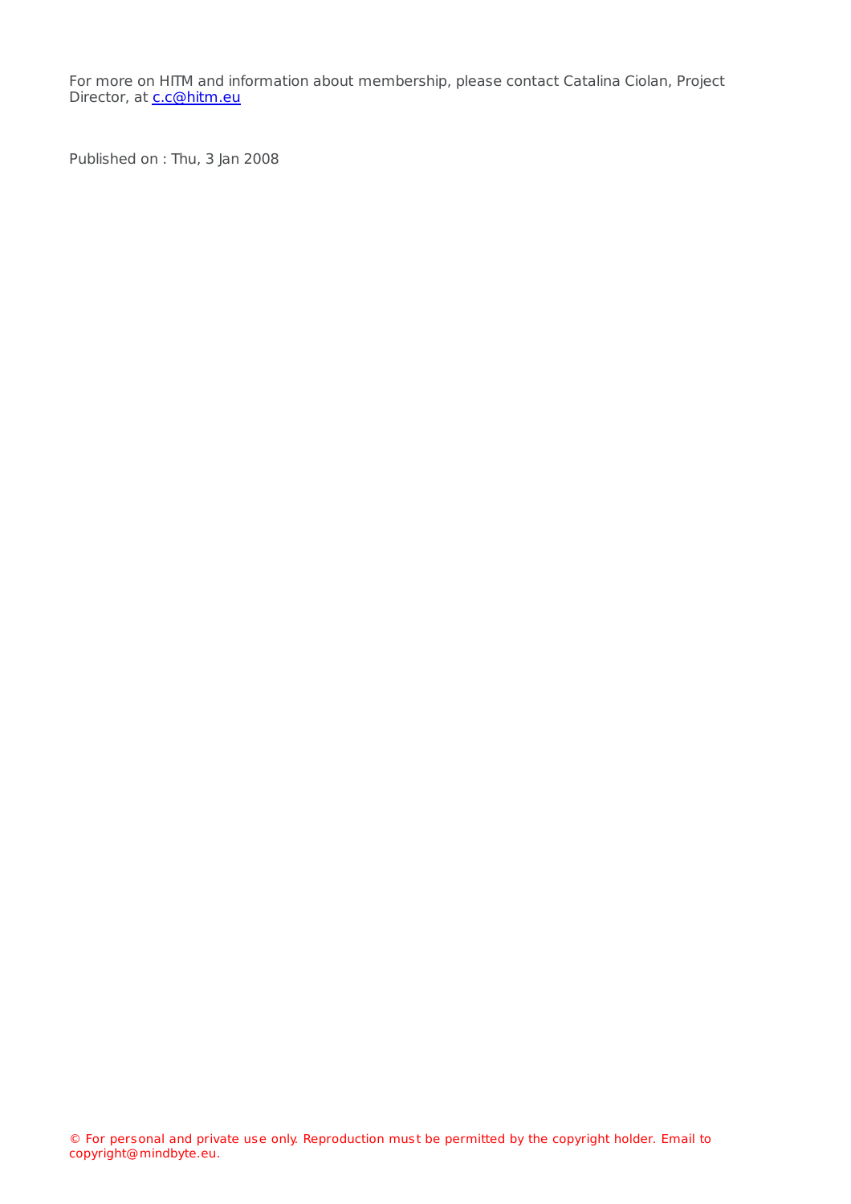For more on HITM and information about membership, please contact Catalina Ciolan, Project Director, at [c.c@hitm.eu](mailto:c.c@hitm.eu)

Published on : Thu, 3 Jan 2008

© For personal and private use only. Reproduction must be permitted by the copyright holder. Email to copyright@mindbyte.eu.